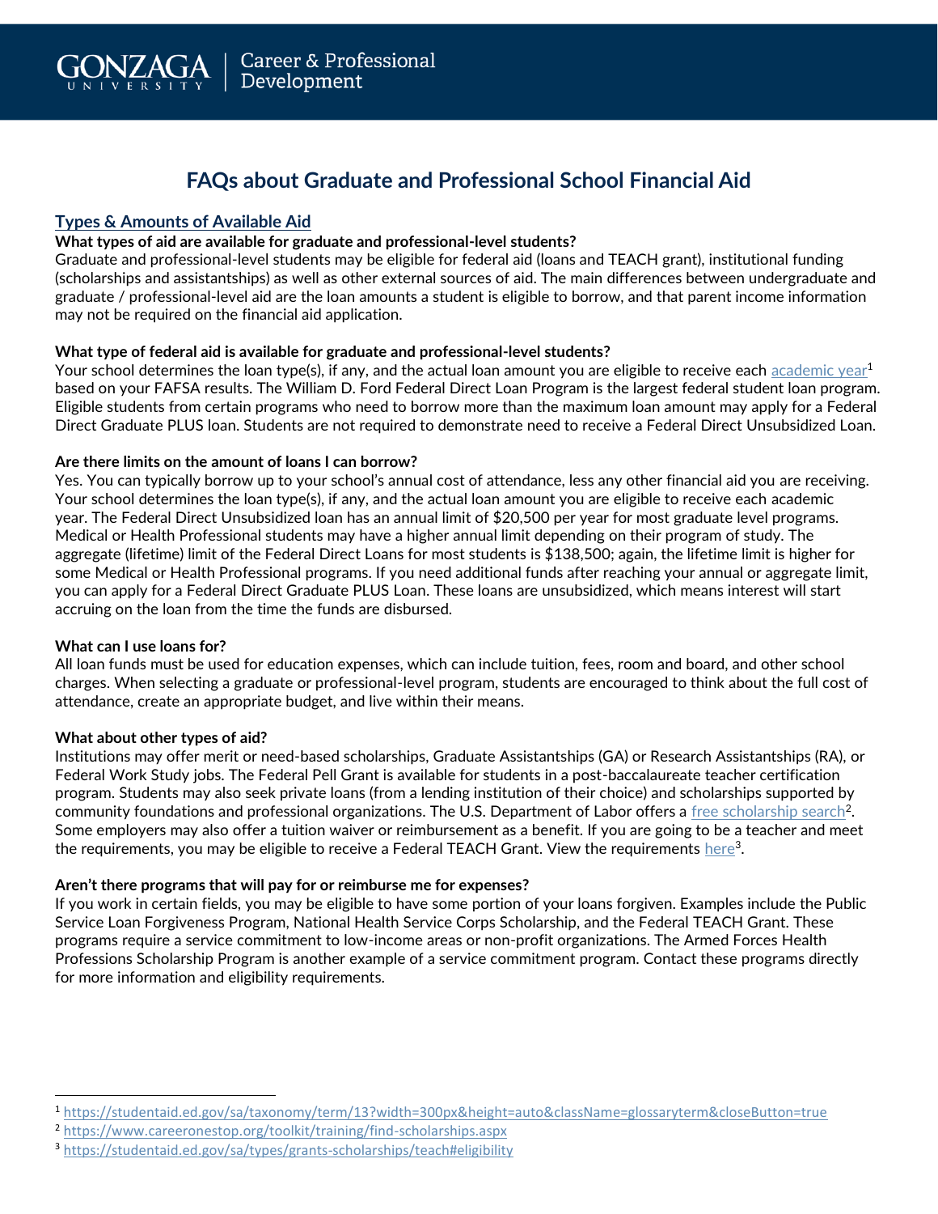GONZAGA UNIVERSITY | Career & Professional Development

# FAQs about Graduate and Professional School Financial Aid

## Types & Amounts of Available Aid

**What types of aid are available for graduate and professional-level students?**

Graduate and professional-level students may be eligible for federal aid (loans and TEACH grant), institutional funding (scholarships and assistantships) as well as other external sources of aid. The main differences between undergraduate and graduate / professional-level aid are the loan amounts a student is eligible to borrow, and that parent income information may not be required on the financial aid application.

**What type of federal aid is available for graduate and professional-level students?**

Your school determines the loan type(s), if any, and the actual loan amount you are eligible to receive each academic year[1] based on your FAFSA results. The William D. Ford Federal Direct Loan Program is the largest federal student loan program. Eligible students from certain programs who need to borrow more than the maximum loan amount may apply for a Federal Direct Graduate PLUS loan. Students are not required to demonstrate need to receive a Federal Direct Unsubsidized Loan.

**Are there limits on the amount of loans I can borrow?**

Yes. You can typically borrow up to your school's annual cost of attendance, less any other financial aid you are receiving. Your school determines the loan type(s), if any, and the actual loan amount you are eligible to receive each academic year. The Federal Direct Unsubsidized loan has an annual limit of $20,500 per year for most graduate level programs. Medical or Health Professional students may have a higher annual limit depending on their program of study. The aggregate (lifetime) limit of the Federal Direct Loans for most students is $138,500; again, the lifetime limit is higher for some Medical or Health Professional programs. If you need additional funds after reaching your annual or aggregate limit, you can apply for a Federal Direct Graduate PLUS Loan. These loans are unsubsidized, which means interest will start accruing on the loan from the time the funds are disbursed.

**What can I use loans for?**

All loan funds must be used for education expenses, which can include tuition, fees, room and board, and other school charges. When selecting a graduate or professional-level program, students are encouraged to think about the full cost of attendance, create an appropriate budget, and live within their means.

**What about other types of aid?**

Institutions may offer merit or need-based scholarships, Graduate Assistantships (GA) or Research Assistantships (RA), or Federal Work Study jobs. The Federal Pell Grant is available for students in a post-baccalaureate teacher certification program. Students may also seek private loans (from a lending institution of their choice) and scholarships supported by community foundations and professional organizations. The U.S. Department of Labor offers a free scholarship search[2]. Some employers may also offer a tuition waiver or reimbursement as a benefit. If you are going to be a teacher and meet the requirements, you may be eligible to receive a Federal TEACH Grant. View the requirements here[3].

**Aren't there programs that will pay for or reimburse me for expenses?**

If you work in certain fields, you may be eligible to have some portion of your loans forgiven. Examples include the Public Service Loan Forgiveness Program, National Health Service Corps Scholarship, and the Federal TEACH Grant. These programs require a service commitment to low-income areas or non-profit organizations. The Armed Forces Health Professions Scholarship Program is another example of a service commitment program. Contact these programs directly for more information and eligibility requirements.

---

[1] https://studentaid.ed.gov/sa/taxonomy/term/13?width=300px&height=auto&className=glossaryterm&closeButton=true

[2] https://www.careeronestop.org/toolkit/training/find-scholarships.aspx

[3] https://studentaid.ed.gov/sa/types/grants-scholarships/teach#eligibility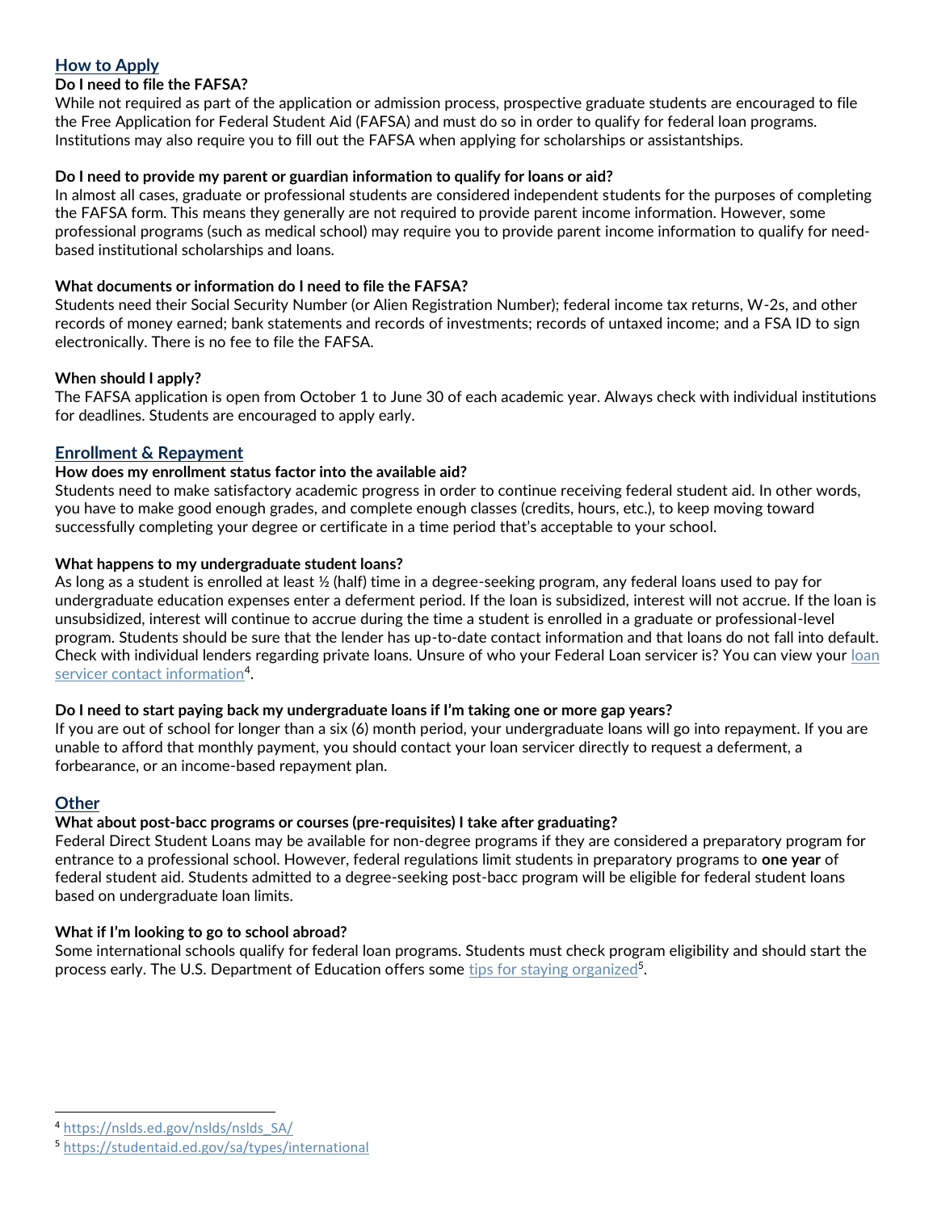## How to Apply

### Do I need to file the FAFSA?

While not required as part of the application or admission process, prospective graduate students are encouraged to file the Free Application for Federal Student Aid (FAFSA) and must do so in order to qualify for federal loan programs. Institutions may also require you to fill out the FAFSA when applying for scholarships or assistantships.

### Do I need to provide my parent or guardian information to qualify for loans or aid?

In almost all cases, graduate or professional students are considered independent students for the purposes of completing the FAFSA form. This means they generally are not required to provide parent income information. However, some professional programs (such as medical school) may require you to provide parent income information to qualify for need-based institutional scholarships and loans.

### What documents or information do I need to file the FAFSA?

Students need their Social Security Number (or Alien Registration Number); federal income tax returns, W-2s, and other records of money earned; bank statements and records of investments; records of untaxed income; and a FSA ID to sign electronically. There is no fee to file the FAFSA.

### When should I apply?

The FAFSA application is open from October 1 to June 30 of each academic year. Always check with individual institutions for deadlines. Students are encouraged to apply early.

## Enrollment & Repayment

### How does my enrollment status factor into the available aid?

Students need to make satisfactory academic progress in order to continue receiving federal student aid. In other words, you have to make good enough grades, and complete enough classes (credits, hours, etc.), to keep moving toward successfully completing your degree or certificate in a time period that's acceptable to your school.

### What happens to my undergraduate student loans?

As long as a student is enrolled at least ½ (half) time in a degree-seeking program, any federal loans used to pay for undergraduate education expenses enter a deferment period. If the loan is subsidized, interest will not accrue. If the loan is unsubsidized, interest will continue to accrue during the time a student is enrolled in a graduate or professional-level program. Students should be sure that the lender has up-to-date contact information and that loans do not fall into default. Check with individual lenders regarding private loans. Unsure of who your Federal Loan servicer is? You can view your loan servicer contact information[4].

### Do I need to start paying back my undergraduate loans if I'm taking one or more gap years?

If you are out of school for longer than a six (6) month period, your undergraduate loans will go into repayment. If you are unable to afford that monthly payment, you should contact your loan servicer directly to request a deferment, a forbearance, or an income-based repayment plan.

## Other

### What about post-bacc programs or courses (pre-requisites) I take after graduating?

Federal Direct Student Loans may be available for non-degree programs if they are considered a preparatory program for entrance to a professional school. However, federal regulations limit students in preparatory programs to **one year** of federal student aid. Students admitted to a degree-seeking post-bacc program will be eligible for federal student loans based on undergraduate loan limits.

### What if I'm looking to go to school abroad?

Some international schools qualify for federal loan programs. Students must check program eligibility and should start the process early. The U.S. Department of Education offers some tips for staying organized[5].

---

[4] https://nslds.ed.gov/nslds/nslds_SA/

[5] https://studentaid.ed.gov/sa/types/international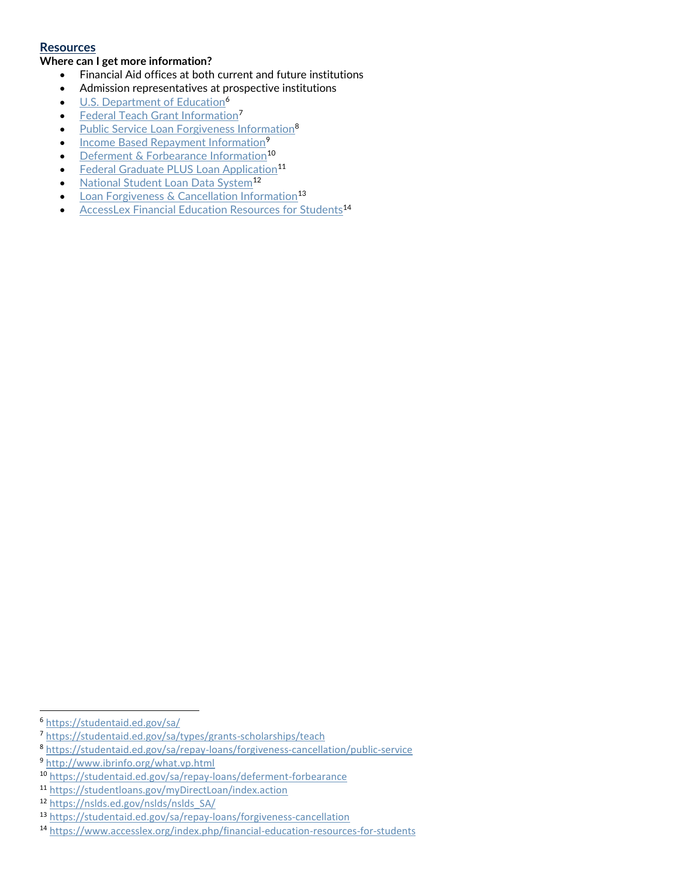## Resources

**Where can I get more information?**

- Financial Aid offices at both current and future institutions
- Admission representatives at prospective institutions
- U.S. Department of Education[6]
- Federal Teach Grant Information[7]
- Public Service Loan Forgiveness Information[8]
- Income Based Repayment Information[9]
- Deferment & Forbearance Information[10]
- Federal Graduate PLUS Loan Application[11]
- National Student Loan Data System[12]
- Loan Forgiveness & Cancellation Information[13]
- AccessLex Financial Education Resources for Students[14]

---

[6] https://studentaid.ed.gov/sa/

[7] https://studentaid.ed.gov/sa/types/grants-scholarships/teach

[8] https://studentaid.ed.gov/sa/repay-loans/forgiveness-cancellation/public-service

[9] http://www.ibrinfo.org/what.vp.html

[10] https://studentaid.ed.gov/sa/repay-loans/deferment-forbearance

[11] https://studentloans.gov/myDirectLoan/index.action

[12] https://nslds.ed.gov/nslds/nslds_SA/

[13] https://studentaid.ed.gov/sa/repay-loans/forgiveness-cancellation

[14] https://www.accesslex.org/index.php/financial-education-resources-for-students